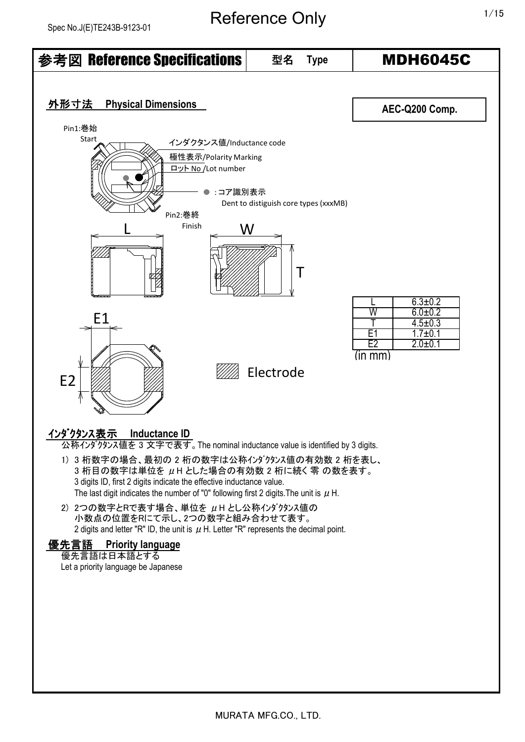Spec No.J(E)TE243B-9123-01

# Reference Only

| 参考図 Reference Specifications | 型名 Type | MDH6045C |
|---|---|---|

## 外形寸法 Physical Dimensions

**AEC-Q200 Comp.**

Pin1:巻始 Start

インダクタンス値/Inductance code

極性表示/Polarity Marking

ロット No /Lot number

● :コア識別表示 Dent to distiguish core types (xxxMB)

Pin2:巻終 Finish

L W T E1 E2

Electrode

| | |
|---|---|
| L | 6.3±0.2 |
| W | 6.0±0.2 |
| T | 4.5±0.3 |
| E1 | 1.7±0.1 |
| E2 | 2.0±0.1 |

(in mm)

## ｲﾝﾀﾞｸﾀﾝｽ表示 Inductance ID

公称ｲﾝﾀﾞｸﾀﾝｽ値を 3 文字で表す。The nominal inductance value is identified by 3 digits.

1) 3 桁数字の場合、最初の 2 桁の数字は公称ｲﾝﾀﾞｸﾀﾝｽ値の有効数 2 桁を表し、3 桁目の数字は単位を μH とした場合の有効数 2 桁に続く 零 の数を表す。
3 digits ID, first 2 digits indicate the effective inductance value.
The last digit indicates the number of "0" following first 2 digits.The unit is μH.

2) 2つの数字とRで表す場合、単位を μH とし公称ｲﾝﾀﾞｸﾀﾝｽ値の小数点の位置をRにて示し、2つの数字と組み合わせて表す。
2 digits and letter "R" ID, the unit is μH. Letter "R" represents the decimal point.

## 優先言語 Priority language

優先言語は日本語とする

Let a priority language be Japanese

MURATA MFG.CO., LTD.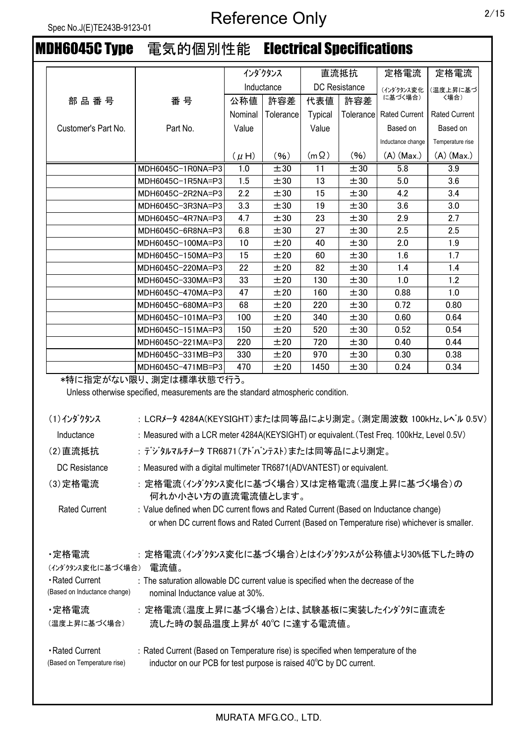## MDH6045C Type　電気的個別性能　Electrical Specifications

| 部品番号 Customer's Part No. | 番号 Part No. | インダクタンス Inductance 公称値 Nominal Value (μH) | 許容差 Tolerance (%) | 直流抵抗 DC Resistance 代表値 Typical Value (mΩ) | 許容差 Tolerance (%) | 定格電流 (インダクタンス変化に基づく場合) Rated Current Based on Inductance change (A) (Max.) | 定格電流 (温度上昇に基づく場合) Rated Current Based on Temperature rise (A) (Max.) |
|---|---|---|---|---|---|---|---|
| | MDH6045C-1R0NA=P3 | 1.0 | ±30 | 11 | ±30 | 5.8 | 3.9 |
| | MDH6045C-1R5NA=P3 | 1.5 | ±30 | 13 | ±30 | 5.0 | 3.6 |
| | MDH6045C-2R2NA=P3 | 2.2 | ±30 | 15 | ±30 | 4.2 | 3.4 |
| | MDH6045C-3R3NA=P3 | 3.3 | ±30 | 19 | ±30 | 3.6 | 3.0 |
| | MDH6045C-4R7NA=P3 | 4.7 | ±30 | 23 | ±30 | 2.9 | 2.7 |
| | MDH6045C-6R8NA=P3 | 6.8 | ±30 | 27 | ±30 | 2.5 | 2.5 |
| | MDH6045C-100MA=P3 | 10 | ±20 | 40 | ±30 | 2.0 | 1.9 |
| | MDH6045C-150MA=P3 | 15 | ±20 | 60 | ±30 | 1.6 | 1.7 |
| | MDH6045C-220MA=P3 | 22 | ±20 | 82 | ±30 | 1.4 | 1.4 |
| | MDH6045C-330MA=P3 | 33 | ±20 | 130 | ±30 | 1.0 | 1.2 |
| | MDH6045C-470MA=P3 | 47 | ±20 | 160 | ±30 | 0.88 | 1.0 |
| | MDH6045C-680MA=P3 | 68 | ±20 | 220 | ±30 | 0.72 | 0.80 |
| | MDH6045C-101MA=P3 | 100 | ±20 | 340 | ±30 | 0.60 | 0.64 |
| | MDH6045C-151MA=P3 | 150 | ±20 | 520 | ±30 | 0.52 | 0.54 |
| | MDH6045C-221MA=P3 | 220 | ±20 | 720 | ±30 | 0.40 | 0.44 |
| | MDH6045C-331MB=P3 | 330 | ±20 | 970 | ±30 | 0.30 | 0.38 |
| | MDH6045C-471MB=P3 | 470 | ±20 | 1450 | ±30 | 0.24 | 0.34 |

*特に指定がない限り、測定は標準状態で行う。
Unless otherwise specified, measurements are the standard atmospheric condition.

(1)インダクタンス　: LCRメータ 4284A(KEYSIGHT)または同等品により測定。(測定周波数 100kHz、レベル 0.5V)
Inductance　: Measured with a LCR meter 4284A(KEYSIGHT) or equivalent.(Test Freq. 100kHz, Level 0.5V)

(2)直流抵抗　: デジタルマルチメータ TR6871(アドバンテスト)または同等品により測定。
DC Resistance　: Measured with a digital multimeter TR6871(ADVANTEST) or equivalent.

(3)定格電流　: 定格電流(インダクタンス変化に基づく場合)又は定格電流(温度上昇に基づく場合)の何れか小さい方の直流電流値とします。
Rated Current　: Value defined when DC current flows and Rated Current (Based on Inductance change) or when DC current flows and Rated Current (Based on Temperature rise) whichever is smaller.

・定格電流 (インダクタンス変化に基づく場合)　: 定格電流(インダクタンス変化に基づく場合)とはインダクタンスが公称値より30%低下した時の電流値。
・Rated Current (Based on Inductance change)　: The saturation allowable DC current value is specified when the decrease of the nominal Inductance value at 30%.

・定格電流 (温度上昇に基づく場合)　: 定格電流(温度上昇に基づく場合)とは、試験基板に実装したインダクタに直流を流した時の製品温度上昇が 40℃ に達する電流値。

・Rated Current (Based on Temperature rise)　: Rated Current (Based on Temperature rise) is specified when temperature of the inductor on our PCB for test purpose is raised 40℃ by DC current.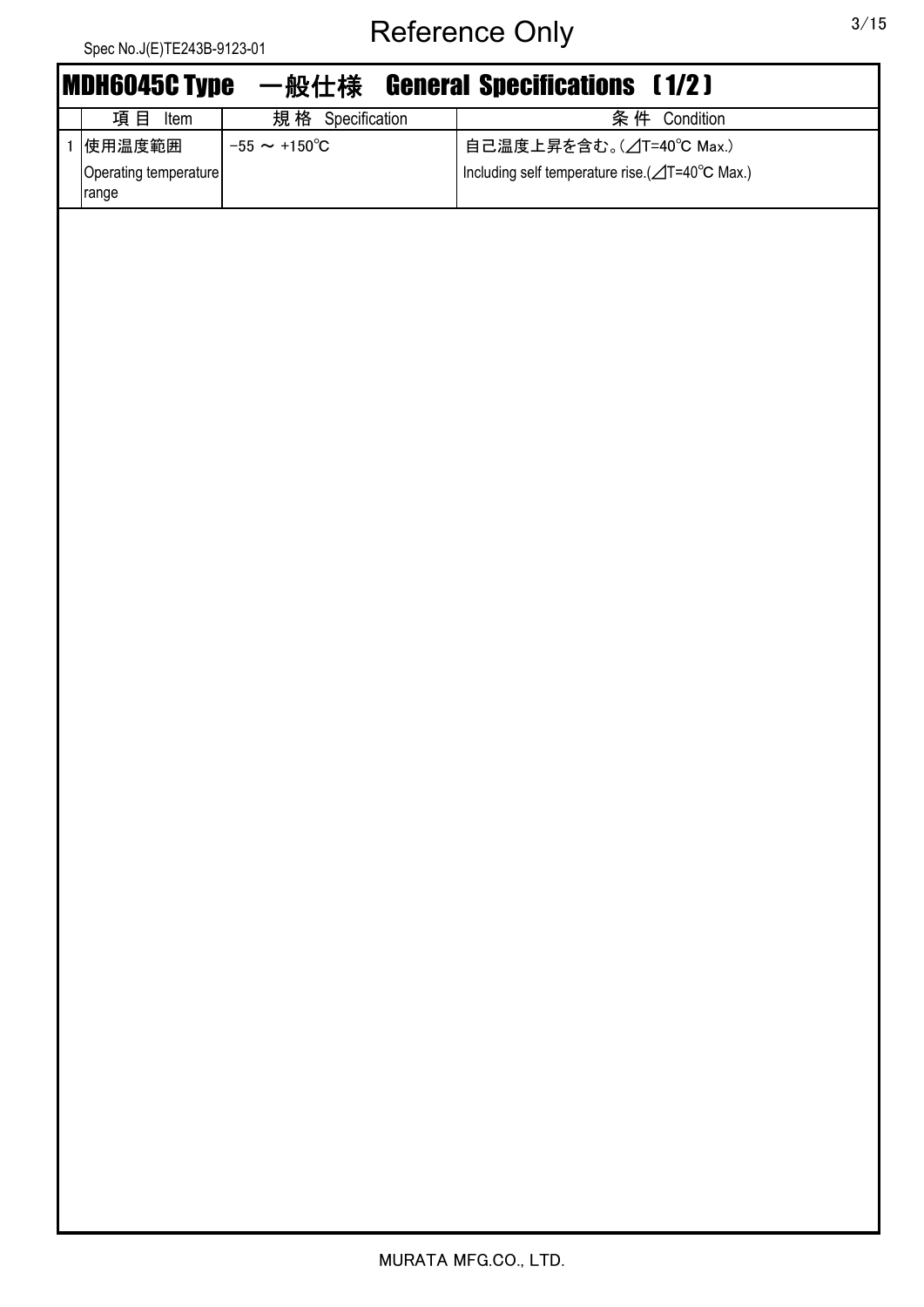## MDH6045C Type　一般仕様　General Specifications 〔1/2〕

| | 項目 Item | 規格 Specification | 条件 Condition |
|---|---|---|---|
| 1 | 使用温度範囲<br>Operating temperature range | −55 ～ +150℃ | 自己温度上昇を含む。(⊿T=40℃ Max.)<br>Including self temperature rise.(⊿T=40℃ Max.) |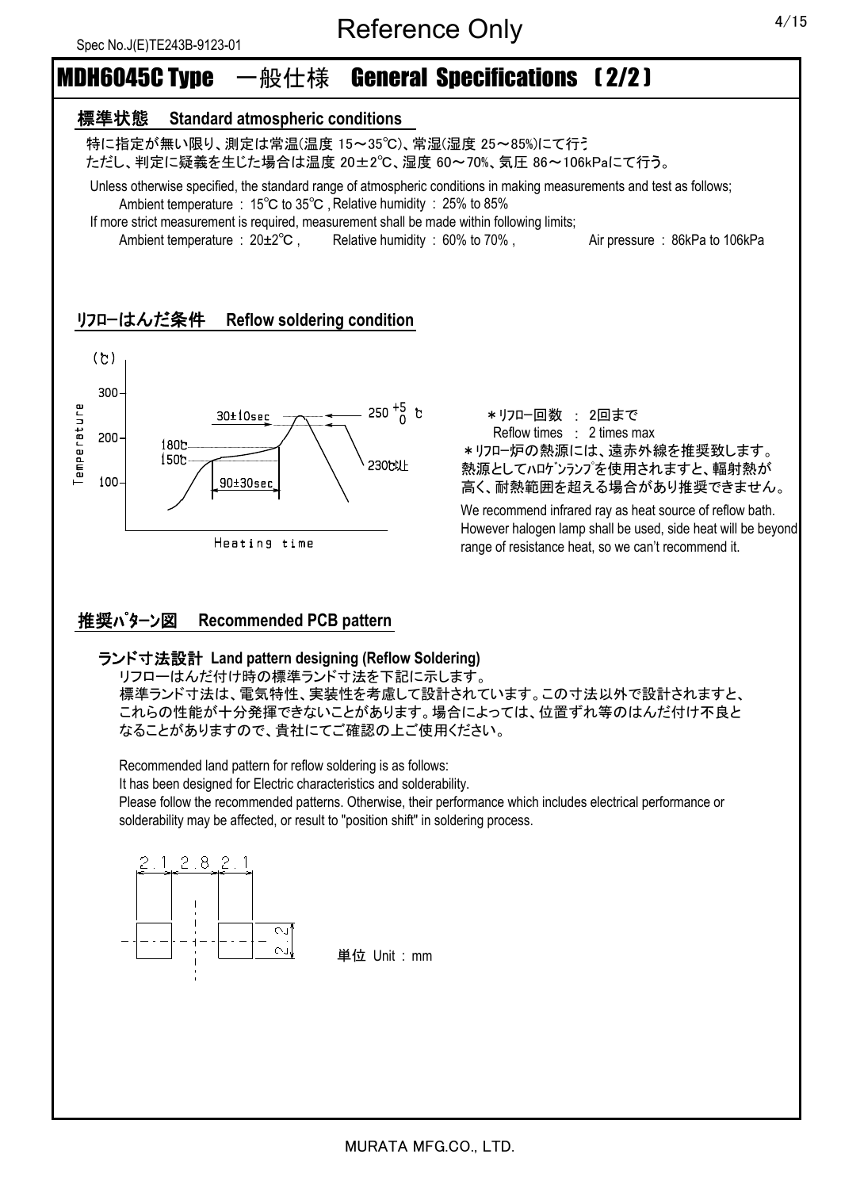Spec No.J(E)TE243B-9123-01

Reference Only

# MDH6045C Type　一般仕様　General Specifications （2/2）

## 標準状態　Standard atmospheric conditions

特に指定が無い限り、測定は常温(温度 15～35℃)、常湿(湿度 25～85%)にて行う。
ただし、判定に疑義を生じた場合は温度 20±2℃、湿度 60～70%、気圧 86～106kPaにて行う。

Unless otherwise specified, the standard range of atmospheric conditions in making measurements and test as follows;
Ambient temperature : 15℃ to 35℃ , Relative humidity : 25% to 85%
If more strict measurement is required, measurement shall be made within following limits;
Ambient temperature : 20±2℃ ,　Relative humidity : 60% to 70% ,　Air pressure : 86kPa to 106kPa

## ﾘﾌﾛｰはんだ条件　Reflow soldering condition

(℃)
Temperature: 300, 200, 100
Heating time

- 150℃ – 180℃ : 90±30sec
- 230℃以上 : 30±10sec
- Peak: $250^{+5}_{0}$ ℃

＊ﾘﾌﾛｰ回数 : 2回まで
Reflow times : 2 times max
＊ﾘﾌﾛｰ炉の熱源には、遠赤外線を推奨致します。
熱源としてﾊﾛｹﾞﾝﾗﾝﾌﾟを使用されますと、輻射熱が高く、耐熱範囲を超える場合があり推奨できません。

We recommend infrared ray as heat source of reflow bath.
However halogen lamp shall be used, side heat will be beyond range of resistance heat, so we can't recommend it.

## 推奨ﾊﾟﾀｰﾝ図　Recommended PCB pattern

### ランド寸法設計　Land pattern designing (Reflow Soldering)

リフローはんだ付け時の標準ランド寸法を下記に示します。
標準ランド寸法は、電気特性、実装性を考慮して設計されています。この寸法以外で設計されますと、これらの性能が十分発揮できないことがあります。場合によっては、位置ずれ等のはんだ付け不良となることがありますので、貴社にてご確認の上ご使用ください。

Recommended land pattern for reflow soldering is as follows:
It has been designed for Electric characteristics and solderability.
Please follow the recommended patterns. Otherwise, their performance which includes electrical performance or solderability may be affected, or result to "position shift" in soldering process.

2.1　2.8　2.1
2.2

単位 Unit : mm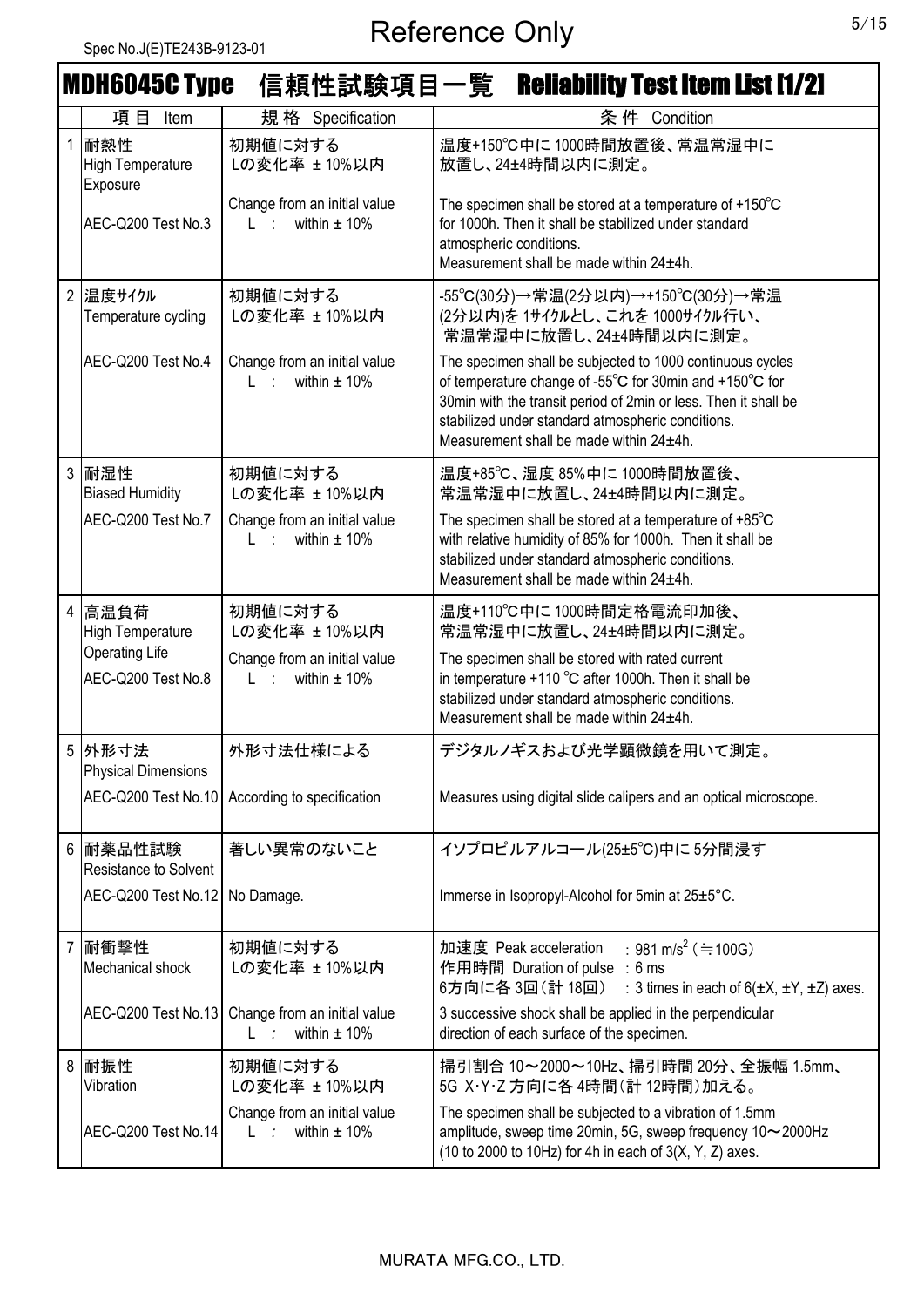Spec No.J(E)TE243B-9123-01

# Reference Only

## MDH6045C Type　信頼性試験項目一覧　Reliability Test Item List [1/2]

| | 項 目　Item | 規 格　Specification | 条 件　Condition |
|---|---|---|---|
| 1 | 耐熱性<br>High Temperature Exposure<br><br>AEC-Q200 Test No.3 | 初期値に対する<br>Lの変化率 ±10%以内<br><br>Change from an initial value<br>L :　within ± 10% | 温度+150℃中に 1000時間放置後、常温常湿中に放置し、24±4時間以内に測定。<br><br>The specimen shall be stored at a temperature of +150℃ for 1000h. Then it shall be stabilized under standard atmospheric conditions.<br>Measurement shall be made within 24±4h. |
| 2 | 温度ｻｲｸﾙ<br>Temperature cycling<br><br>AEC-Q200 Test No.4 | 初期値に対する<br>Lの変化率 ±10%以内<br><br>Change from an initial value<br>L :　within ± 10% | -55℃(30分)→常温(2分以内)→+150℃(30分)→常温(2分以内)を 1ｻｲｸﾙとし、これを 1000ｻｲｸﾙ行い、常温常湿中に放置し、24±4時間以内に測定。<br><br>The specimen shall be subjected to 1000 continuous cycles of temperature change of -55℃ for 30min and +150℃ for 30min with the transit period of 2min or less. Then it shall be stabilized under standard atmospheric conditions.<br>Measurement shall be made within 24±4h. |
| 3 | 耐湿性<br>Biased Humidity<br><br>AEC-Q200 Test No.7 | 初期値に対する<br>Lの変化率 ±10%以内<br><br>Change from an initial value<br>L :　within ± 10% | 温度+85℃、湿度 85%中に 1000時間放置後、常温常湿中に放置し、24±4時間以内に測定。<br><br>The specimen shall be stored at a temperature of +85℃ with relative humidity of 85% for 1000h. Then it shall be stabilized under standard atmospheric conditions.<br>Measurement shall be made within 24±4h. |
| 4 | 高温負荷<br>High Temperature Operating Life<br><br>AEC-Q200 Test No.8 | 初期値に対する<br>Lの変化率 ±10%以内<br><br>Change from an initial value<br>L :　within ± 10% | 温度+110℃中に 1000時間定格電流印加後、常温常湿中に放置し、24±4時間以内に測定。<br><br>The specimen shall be stored with rated current in temperature +110 ℃ after 1000h. Then it shall be stabilized under standard atmospheric conditions.<br>Measurement shall be made within 24±4h. |
| 5 | 外形寸法<br>Physical Dimensions<br><br>AEC-Q200 Test No.10 | 外形寸法仕様による<br><br>According to specification | デジタルノギスおよび光学顕微鏡を用いて測定。<br><br>Measures using digital slide calipers and an optical microscope. |
| 6 | 耐薬品性試験<br>Resistance to Solvent<br><br>AEC-Q200 Test No.12 | 著しい異常のないこと<br><br>No Damage. | イソプロピルアルコール(25±5℃)中に 5分間浸す<br><br>Immerse in Isopropyl-Alcohol for 5min at 25±5°C. |
| 7 | 耐衝撃性<br>Mechanical shock<br><br>AEC-Q200 Test No.13 | 初期値に対する<br>Lの変化率 ±10%以内<br><br>Change from an initial value<br>L :　within ± 10% | 加速度 Peak acceleration　: 981 $m/s^2$ (≒100G)<br>作用時間 Duration of pulse : 6 ms<br>6方向に各 3回(計 18回)　: 3 times in each of 6(±X, ±Y, ±Z) axes.<br>3 successive shock shall be applied in the perpendicular direction of each surface of the specimen. |
| 8 | 耐振性<br>Vibration<br><br>AEC-Q200 Test No.14 | 初期値に対する<br>Lの変化率 ±10%以内<br><br>Change from an initial value<br>L :　within ± 10% | 掃引割合 10～2000～10Hz、掃引時間 20分、全振幅 1.5mm、5G X･Y･Z 方向に各 4時間(計 12時間)加える。<br><br>The specimen shall be subjected to a vibration of 1.5mm amplitude, sweep time 20min, 5G, sweep frequency 10～2000Hz (10 to 2000 to 10Hz) for 4h in each of 3(X, Y, Z) axes. |

MURATA MFG.CO., LTD.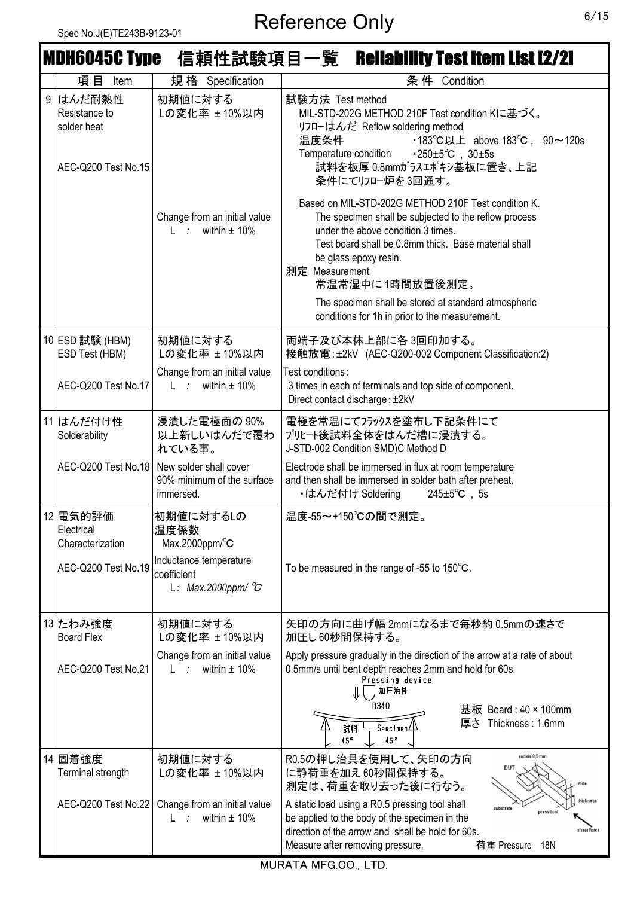Spec No.J(E)TE243B-9123-01

# Reference Only

## MDH6045C Type 信頼性試験項目一覧 Reliability Test Item List [2/2]

| | 項目 Item | 規格 Specification | 条件 Condition |
|---|---|---|---|
| 9 | はんだ耐熱性<br>Resistance to solder heat<br><br>AEC-Q200 Test No.15 | 初期値に対する<br>Lの変化率 ±10%以内<br><br>Change from an initial value<br>L : within ± 10% | 試験方法 Test method<br>MIL-STD-202G METHOD 210F Test condition Kに基づく。<br>ﾘﾌﾛｰはんだ Reflow soldering method<br>温度条件 ・183℃以上 above 183℃, 90～120s<br>Temperature condition ・250±5℃, 30±5s<br>試料を板厚 0.8mmｶﾞﾗｽｴﾎﾟｷｼ基板に置き、上記条件にてﾘﾌﾛｰ炉を 3回通す。<br><br>Based on MIL-STD-202G METHOD 210F Test condition K.<br>The specimen shall be subjected to the reflow process under the above condition 3 times.<br>Test board shall be 0.8mm thick. Base material shall be glass epoxy resin.<br>測定 Measurement<br>常温常湿中に 1時間放置後測定。<br><br>The specimen shall be stored at standard atmospheric conditions for 1h in prior to the measurement. |
| 10 | ESD 試験 (HBM)<br>ESD Test (HBM)<br><br>AEC-Q200 Test No.17 | 初期値に対する<br>Lの変化率 ±10%以内<br><br>Change from an initial value<br>L : within ± 10% | 両端子及び本体上部に各 3回印加する。<br>接触放電:±2kV (AEC-Q200-002 Component Classification:2)<br><br>Test conditions:<br>3 times in each of terminals and top side of component.<br>Direct contact discharge:±2kV |
| 11 | はんだ付け性<br>Solderability<br><br>AEC-Q200 Test No.18 | 浸漬した電極面の 90%以上新しいはんだで覆われている事。<br><br>New solder shall cover 90% minimum of the surface immersed. | 電極を常温にてﾌﾗｯｸｽを塗布し下記条件にてﾌﾟﾘﾋｰﾄ後試料全体をはんだ槽に浸漬する。<br>J-STD-002 Condition SMD)C Method D<br><br>Electrode shall be immersed in flux at room temperature and then shall be immersed in solder bath after preheat.<br>・はんだ付け Soldering 245±5℃, 5s |
| 12 | 電気的評価<br>Electrical Characterization<br><br>AEC-Q200 Test No.19 | 初期値に対するLの<br>温度係数<br>Max.2000ppm/℃<br><br>Inductance temperature coefficient<br>L: *Max.2000ppm/ ℃* | 温度-55～+150℃の間で測定。<br><br>To be measured in the range of -55 to 150℃. |
| 13 | たわみ強度<br>Board Flex<br><br>AEC-Q200 Test No.21 | 初期値に対する<br>Lの変化率 ±10%以内<br><br>Change from an initial value<br>L : within ± 10% | 矢印の方向に曲げ幅 2mmになるまで毎秒約 0.5mmの速さで加圧し 60秒間保持する。<br><br>Apply pressure gradually in the direction of the arrow at a rate of about 0.5mm/s until bent depth reaches 2mm and hold for 60s.<br>Pressing device 加圧治具 R340 試料 Specimen 45° 45°<br>基板 Board : 40 × 100mm<br>厚さ Thickness : 1.6mm |
| 14 | 固着強度<br>Terminal strength<br><br>AEC-Q200 Test No.22 | 初期値に対する<br>Lの変化率 ±10%以内<br><br>Change from an initial value<br>L : within ± 10% | R0.5の押し治具を使用して、矢印の方向に静荷重を加え 60秒間保持する。<br>測定は、荷重を取り去った後に行なう。<br><br>A static load using a R0.5 pressing tool shall be applied to the body of the specimen in the direction of the arrow and shall be hold for 60s.<br>Measure after removing pressure.<br>荷重 Pressure 18N<br>(radius 0.5 mm, DUT, wide, thickness, substrate, press tool, shear force) |

MURATA MFG.CO., LTD.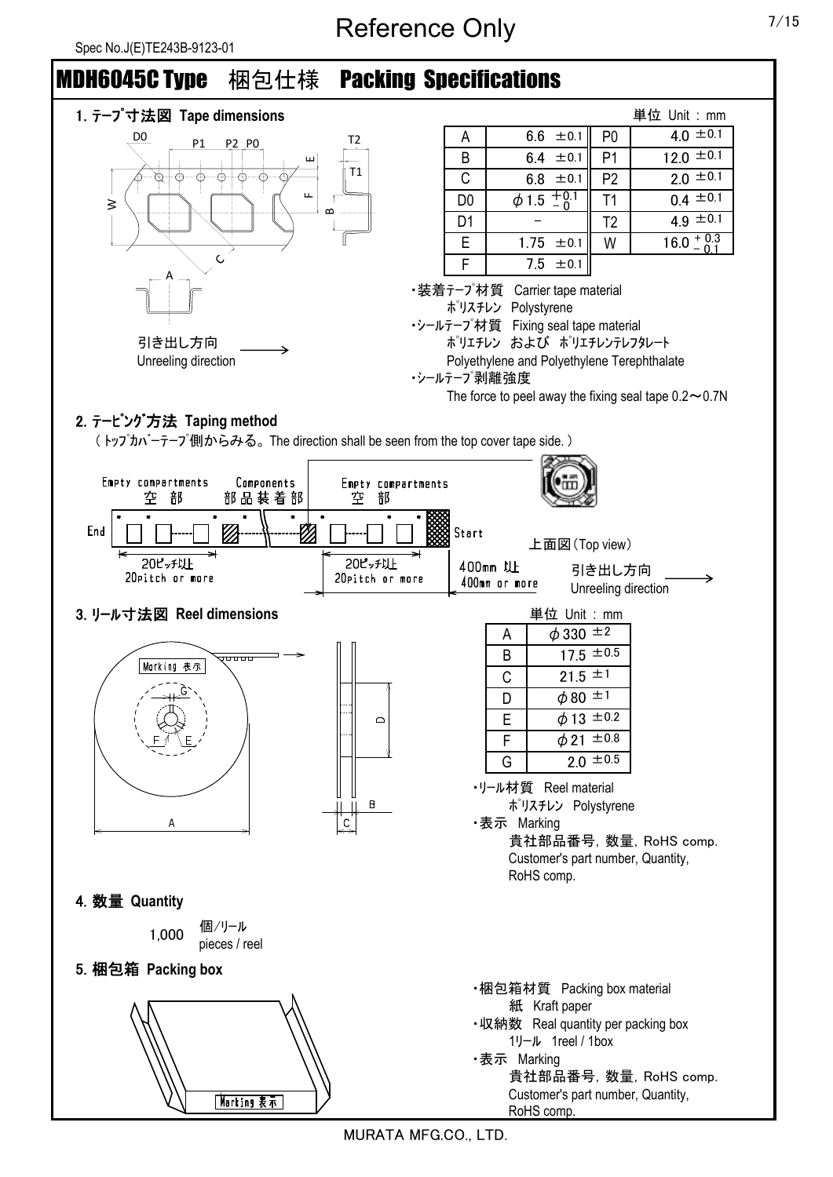Spec No.J(E)TE243B-9123-01

# Reference Only

## MDH6045C Type 梱包仕様 Packing Specifications

### 1. ﾃｰﾌﾟ寸法図 Tape dimensions

単位 Unit : mm

| | | | |
|---|---|---|---|
| A | 6.6 ±0.1 | P0 | 4.0 ±0.1 |
| B | 6.4 ±0.1 | P1 | 12.0 ±0.1 |
| C | 6.8 ±0.1 | P2 | 2.0 ±0.1 |
| D0 | $\phi$1.5 $^{+0.1}_{-0}$ | T1 | 0.4 ±0.1 |
| D1 | − | T2 | 4.9 ±0.1 |
| E | 1.75 ±0.1 | W | 16.0 $^{+0.3}_{-0.1}$ |
| F | 7.5 ±0.1 | | |

引き出し方向 Unreeling direction

- 装着ﾃｰﾌﾟ材質 Carrier tape material
  ﾎﾟﾘｽﾁﾚﾝ Polystyrene
- ｼｰﾙﾃｰﾌﾟ材質 Fixing seal tape material
  ﾎﾟﾘｴﾁﾚﾝ および ﾎﾟﾘｴﾁﾚﾝﾃﾚﾌﾀﾚｰﾄ
  Polyethylene and Polyethylene Terephthalate
- ｼｰﾙﾃｰﾌﾟ剥離強度
  The force to peel away the fixing seal tape 0.2～0.7N

### 2. ﾃｰﾋﾟﾝｸﾞ方法 Taping method

（ﾄｯﾌﾟｶﾊﾞｰﾃｰﾌﾟ側からみる。The direction shall be seen from the top cover tape side.）

End — Empty compartments 空部 (20ﾋﾟｯﾁ以上 20pitch or more) — Components 部品装着部 — Empty compartments 空部 (20ﾋﾟｯﾁ以上 20pitch or more) — 400mm 以上 400mm or more — Start

上面図(Top view)

引き出し方向 Unreeling direction

### 3. ﾘｰﾙ寸法図 Reel dimensions

Marking 表示

単位 Unit : mm

| | |
|---|---|
| A | $\phi$330 ±2 |
| B | 17.5 ±0.5 |
| C | 21.5 ±1 |
| D | $\phi$80 ±1 |
| E | $\phi$13 ±0.2 |
| F | $\phi$21 ±0.8 |
| G | 2.0 ±0.5 |

- ﾘｰﾙ材質 Reel material
  ﾎﾟﾘｽﾁﾚﾝ Polystyrene
- 表示 Marking
  貴社部品番号, 数量, RoHS comp.
  Customer's part number, Quantity, RoHS comp.

### 4. 数量 Quantity

1,000 個/ﾘｰﾙ pieces / reel

### 5. 梱包箱 Packing box

Marking 表示

- 梱包箱材質 Packing box material
  紙 Kraft paper
- 収納数 Real quantity per packing box
  1ﾘｰﾙ 1reel / 1box
- 表示 Marking
  貴社部品番号, 数量, RoHS comp.
  Customer's part number, Quantity, RoHS comp.

MURATA MFG.CO., LTD.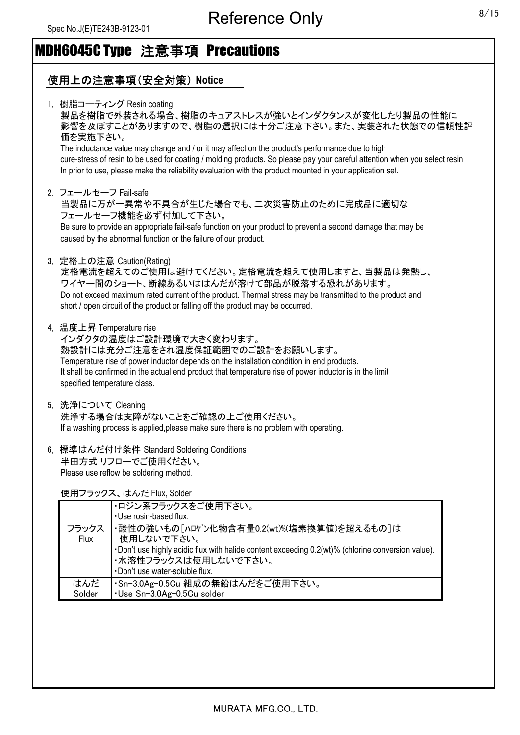Spec No.J(E)TE243B-9123-01

# MDH6045C Type 注意事項 Precautions

## 使用上の注意事項(安全対策) Notice

1, 樹脂コーティング Resin coating

製品を樹脂で外装される場合、樹脂のキュアストレスが強いとインダクタンスが変化したり製品の性能に影響を及ぼすことがありますので、樹脂の選択には十分ご注意下さい。また、実装された状態での信頼性評価を実施下さい。

The inductance value may change and / or it may affect on the product's performance due to high cure-stress of resin to be used for coating / molding products. So please pay your careful attention when you select resin. In prior to use, please make the reliability evaluation with the product mounted in your application set.

2, フェールセーフ Fail-safe

当製品に万が一異常や不具合が生じた場合でも、二次災害防止のために完成品に適切なフェールセーフ機能を必ず付加して下さい。

Be sure to provide an appropriate fail-safe function on your product to prevent a second damage that may be caused by the abnormal function or the failure of our product.

3, 定格上の注意 Caution(Rating)

定格電流を超えてのご使用は避けてください。定格電流を超えて使用しますと、当製品は発熱し、ワイヤー間のショート、断線あるいははんだが溶けて部品が脱落する恐れがあります。

Do not exceed maximum rated current of the product. Thermal stress may be transmitted to the product and short / open circuit of the product or falling off the product may be occurred.

4, 温度上昇 Temperature rise

インダクタの温度はご設計環境で大きく変わります。
熱設計には充分ご注意をされ温度保証範囲でのご設計をお願いします。

Temperature rise of power inductor depends on the installation condition in end products.
It shall be confirmed in the actual end product that temperature rise of power inductor is in the limit specified temperature class.

5, 洗浄について Cleaning

洗浄する場合は支障がないことをご確認の上ご使用ください。

If a washing process is applied,please make sure there is no problem with operating.

6, 標準はんだ付け条件 Standard Soldering Conditions

半田方式 リフローでご使用ください。

Please use reflow be soldering method.

使用フラックス、はんだ Flux, Solder

| | |
|---|---|
| フラックス Flux | ・ロジン系フラックスをご使用下さい。<br>・Use rosin-based flux.<br>・酸性の強いもの[ﾊﾛｹﾞﾝ化物含有量0.2(wt)%(塩素換算値)を超えるもの]は使用しないで下さい。<br>・Don't use highly acidic flux with halide content exceeding 0.2(wt)% (chlorine conversion value).<br>・水溶性フラックスは使用しないで下さい。<br>・Don't use water-soluble flux. |
| はんだ Solder | ・Sn-3.0Ag-0.5Cu 組成の無鉛はんだをご使用下さい。<br>・Use Sn-3.0Ag-0.5Cu solder |

MURATA MFG.CO., LTD.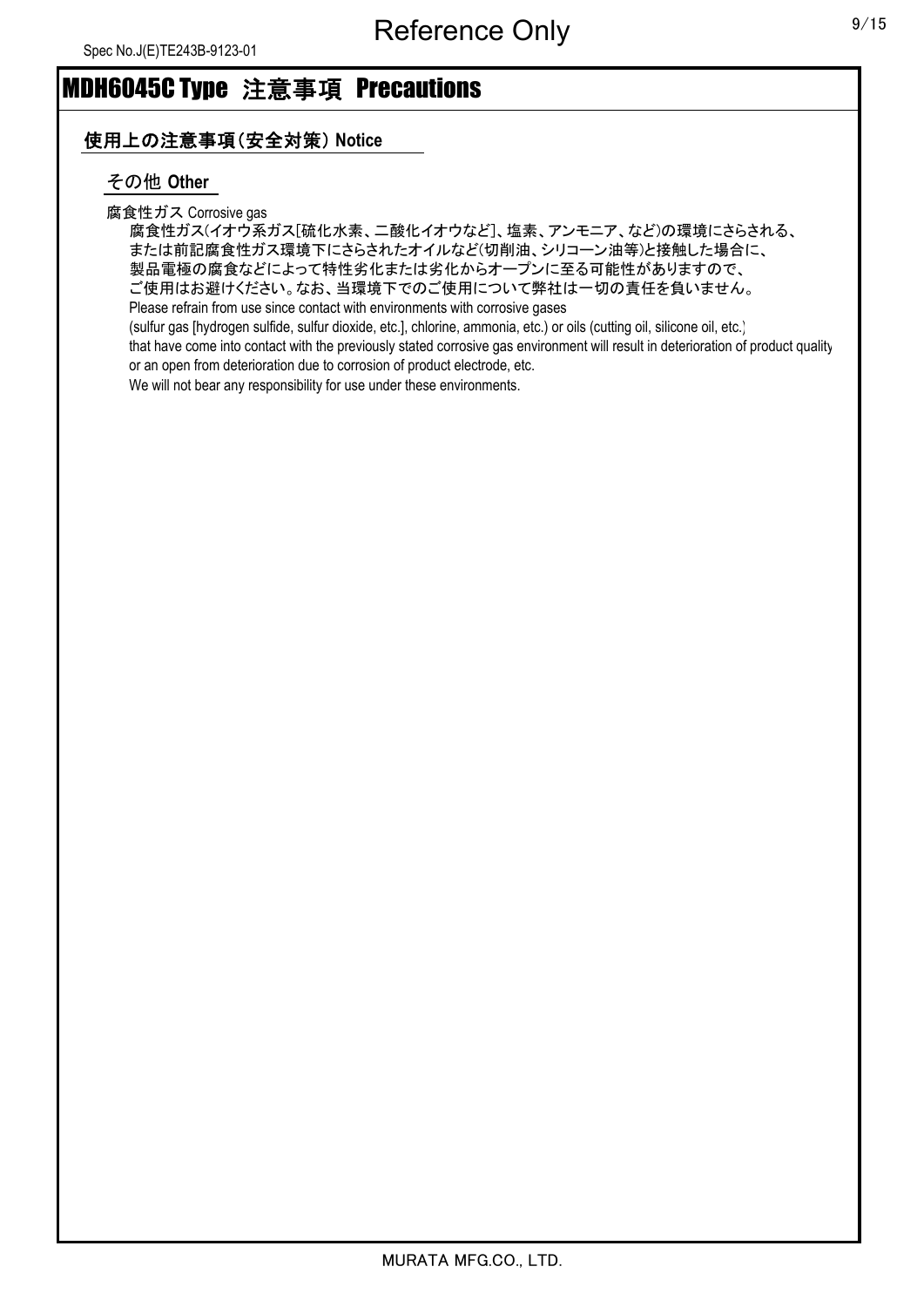# MDH6045C Type 注意事項 Precautions

## 使用上の注意事項(安全対策) Notice

### その他 Other

腐食性ガス Corrosive gas

腐食性ガス(イオウ系ガス[硫化水素、二酸化イオウなど]、塩素、アンモニア、など)の環境にさらされる、
または前記腐食性ガス環境下にさらされたオイルなど(切削油、シリコーン油等)と接触した場合に、
製品電極の腐食などによって特性劣化または劣化からオープンに至る可能性がありますので、
ご使用はお避けください。なお、当環境下でのご使用について弊社は一切の責任を負いません。

Please refrain from use since contact with environments with corrosive gases
(sulfur gas [hydrogen sulfide, sulfur dioxide, etc.], chlorine, ammonia, etc.) or oils (cutting oil, silicone oil, etc.)
that have come into contact with the previously stated corrosive gas environment will result in deterioration of product quality
or an open from deterioration due to corrosion of product electrode, etc.
We will not bear any responsibility for use under these environments.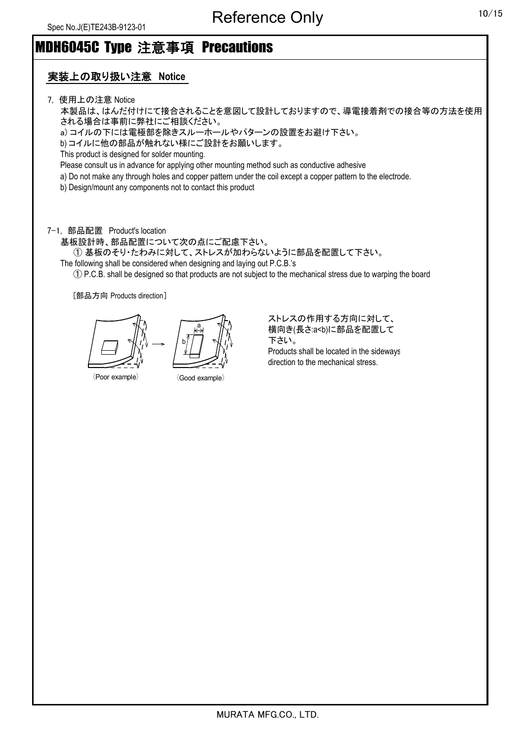# MDH6045C Type 注意事項 Precautions

## 実装上の取り扱い注意 Notice

7. 使用上の注意 Notice

本製品は、はんだ付けにて接合されることを意図して設計しておりますので、導電接着剤での接合等の方法を使用される場合は事前に弊社にご相談ください。

a) コイルの下には電極部を除きスルーホールやパターンの設置をお避け下さい。

b) コイルに他の部品が触れない様にご設計をお願いします。

This product is designed for solder mounting.

Please consult us in advance for applying other mounting method such as conductive adhesive

a) Do not make any through holes and copper pattern under the coil except a copper pattern to the electrode.

b) Design/mount any components not to contact this product

7-1. 部品配置 Product's location

基板設計時、部品配置について次の点にご配慮下さい。

① 基板のそり・たわみに対して、ストレスが加わらないように部品を配置して下さい。

The following shall be considered when designing and laying out P.C.B.'s

① P.C.B. shall be designed so that products are not subject to the mechanical stress due to warping the board

［部品方向 Products direction］

〈Poor example〉 〈Good example〉

ストレスの作用する方向に対して、横向き(長さ:a<b)に部品を配置して下さい。

Products shall be located in the sideways direction to the mechanical stress.

MURATA MFG.CO., LTD.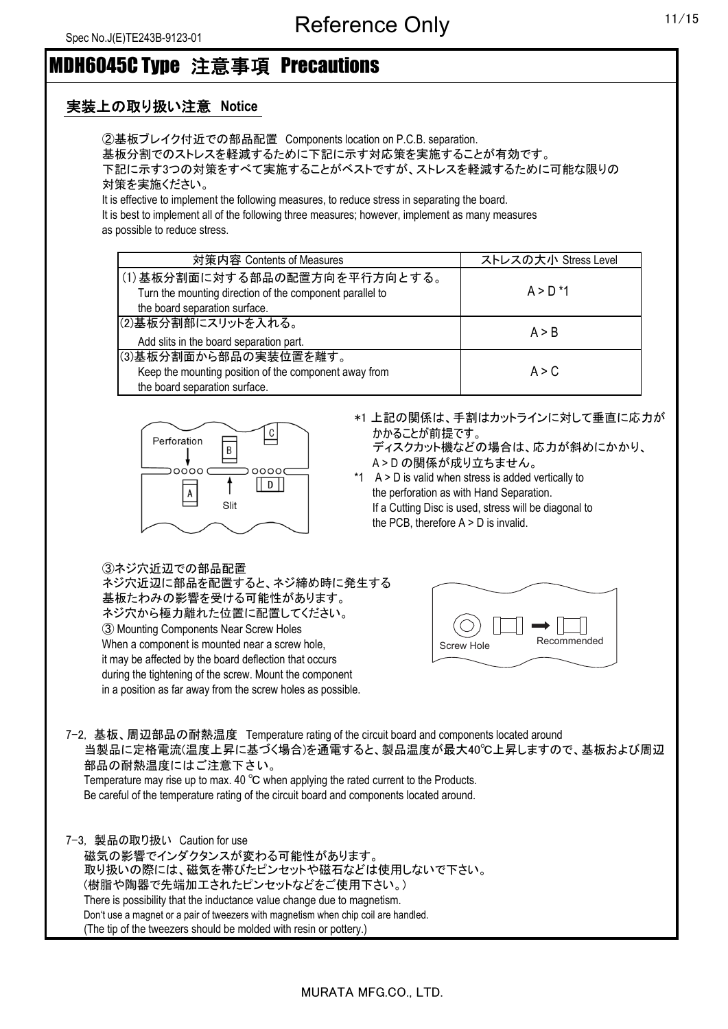# MDH6045C Type 注意事項 Precautions

## 実装上の取り扱い注意 Notice

②基板ブレイク付近での部品配置 Components location on P.C.B. separation.
基板分割でのストレスを軽減するために下記に示す対応策を実施することが有効です。
下記に示す3つの対策をすべて実施することがベストですが、ストレスを軽減するために可能な限りの対策を実施ください。
It is effective to implement the following measures, to reduce stress in separating the board.
It is best to implement all of the following three measures; however, implement as many measures as possible to reduce stress.

| 対策内容 Contents of Measures | ストレスの大小 Stress Level |
|---|---|
| (1) 基板分割面に対する部品の配置方向を平行方向とする。 Turn the mounting direction of the component parallel to the board separation surface. | A > D *1 |
| (2)基板分割部にスリットを入れる。 Add slits in the board separation part. | A > B |
| (3)基板分割面から部品の実装位置を離す。 Keep the mounting position of the component away from the board separation surface. | A > C |

Perforation　Slit　A　B　C　D

*1 上記の関係は、手割はカットラインに対して垂直に応力がかかることが前提です。
ディスクカット機などの場合は、応力が斜めにかかり、A > D の関係が成り立ちません。
*1 A > D is valid when stress is added vertically to the perforation as with Hand Separation.
If a Cutting Disc is used, stress will be diagonal to the PCB, therefore A > D is invalid.

③ネジ穴近辺での部品配置
ネジ穴近辺に部品を配置すると、ネジ締め時に発生する基板たわみの影響を受ける可能性があります。
ネジ穴から極力離れた位置に配置してください。
③ Mounting Components Near Screw Holes
When a component is mounted near a screw hole, it may be affected by the board deflection that occurs during the tightening of the screw. Mount the component in a position as far away from the screw holes as possible.

Screw Hole　Recommended

7-2. 基板、周辺部品の耐熱温度 Temperature rating of the circuit board and components located around
当製品に定格電流(温度上昇に基づく場合)を通電すると、製品温度が最大40℃上昇しますので、基板および周辺部品の耐熱温度にはご注意下さい。
Temperature may rise up to max. 40 °C when applying the rated current to the Products.
Be careful of the temperature rating of the circuit board and components located around.

7-3. 製品の取り扱い Caution for use
磁気の影響でインダクタンスが変わる可能性があります。
取り扱いの際には、磁気を帯びたピンセットや磁石などは使用しないで下さい。
(樹脂や陶器で先端加工されたピンセットなどをご使用下さい。)
There is possibility that the inductance value change due to magnetism.
Don't use a magnet or a pair of tweezers with magnetism when chip coil are handled.
(The tip of the tweezers should be molded with resin or pottery.)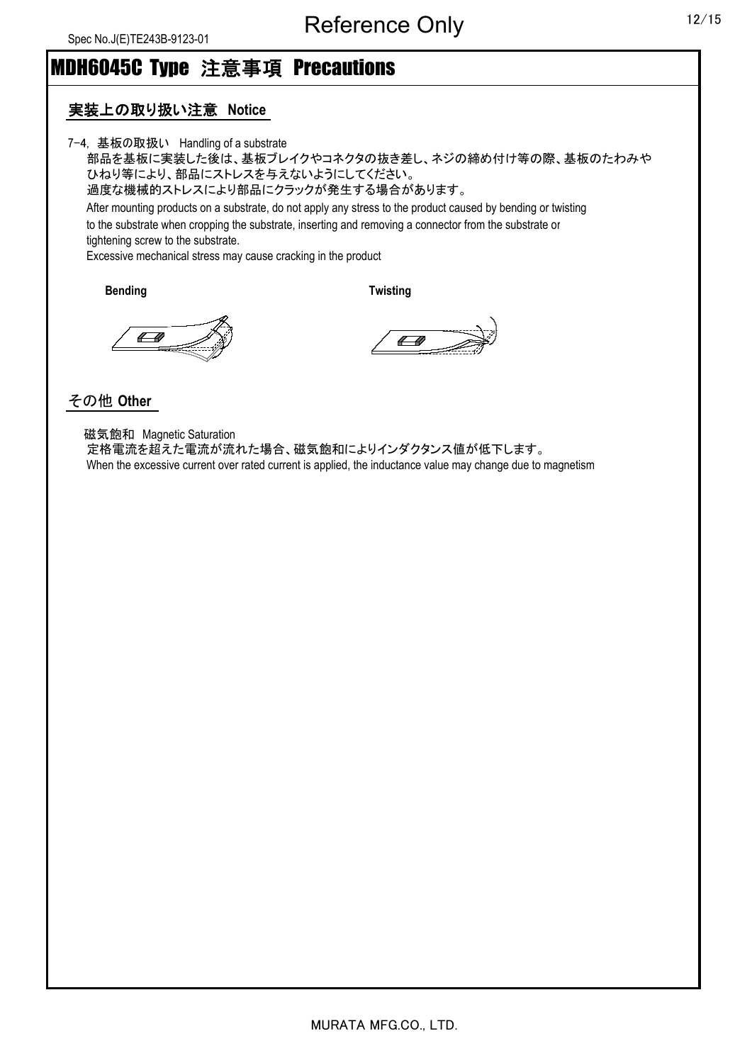# MDH6045C Type 注意事項 Precautions

## 実装上の取り扱い注意 Notice

7-4. 基板の取扱い Handling of a substrate

部品を基板に実装した後は、基板ブレイクやコネクタの抜き差し、ネジの締め付け等の際、基板のたわみやひねり等により、部品にストレスを与えないようにしてください。
過度な機械的ストレスにより部品にクラックが発生する場合があります。

After mounting products on a substrate, do not apply any stress to the product caused by bending or twisting to the substrate when cropping the substrate, inserting and removing a connector from the substrate or tightening screw to the substrate.
Excessive mechanical stress may cause cracking in the product

**Bending** **Twisting**

## その他 Other

磁気飽和 Magnetic Saturation

定格電流を超えた電流が流れた場合、磁気飽和によりインダクタンス値が低下します。
When the excessive current over rated current is applied, the inductance value may change due to magnetism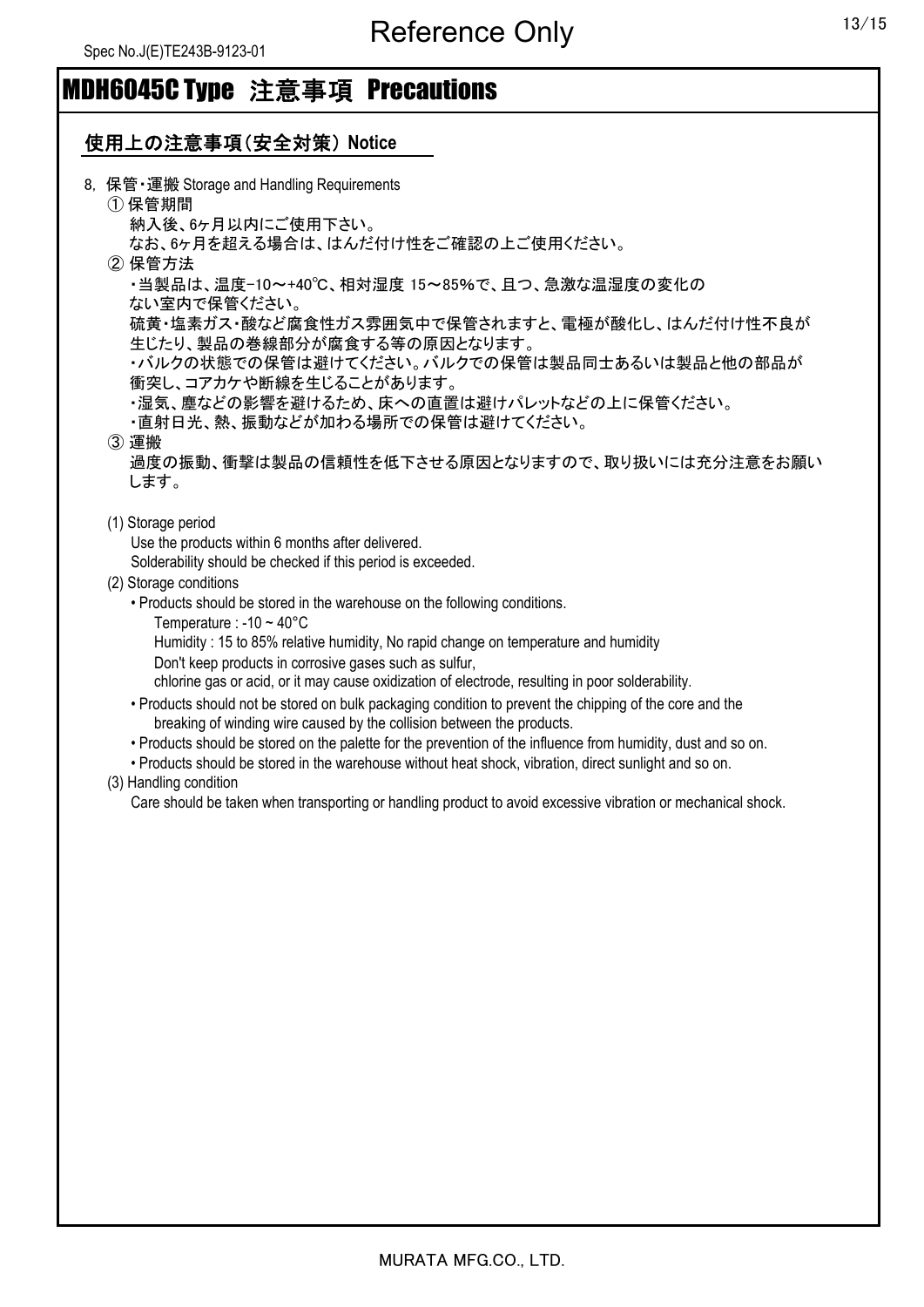# MDH6045C Type 注意事項 Precautions

## 使用上の注意事項(安全対策) Notice

8, 保管・運搬 Storage and Handling Requirements

① 保管期間

納入後、6ヶ月以内にご使用下さい。
なお、6ヶ月を超える場合は、はんだ付け性をご確認の上ご使用ください。

② 保管方法

・当製品は、温度−10〜+40℃、相対湿度 15〜85%で、且つ、急激な温湿度の変化のない室内で保管ください。
硫黄・塩素ガス・酸など腐食性ガス雰囲気中で保管されますと、電極が酸化し、はんだ付け性不良が生じたり、製品の巻線部分が腐食する等の原因となります。
・バルクの状態での保管は避けてください。バルクでの保管は製品同士あるいは製品と他の部品が衝突し、コアカケや断線を生じることがあります。
・湿気、塵などの影響を避けるため、床への直置は避けパレットなどの上に保管ください。
・直射日光、熱、振動などが加わる場所での保管は避けてください。

③ 運搬

過度の振動、衝撃は製品の信頼性を低下させる原因となりますので、取り扱いには充分注意をお願いします。

(1) Storage period

Use the products within 6 months after delivered.
Solderability should be checked if this period is exceeded.

(2) Storage conditions

- Products should be stored in the warehouse on the following conditions.
  Temperature : -10 ~ 40°C
  Humidity : 15 to 85% relative humidity, No rapid change on temperature and humidity
  Don't keep products in corrosive gases such as sulfur,
  chlorine gas or acid, or it may cause oxidization of electrode, resulting in poor solderability.
- Products should not be stored on bulk packaging condition to prevent the chipping of the core and the breaking of winding wire caused by the collision between the products.
- Products should be stored on the palette for the prevention of the influence from humidity, dust and so on.
- Products should be stored in the warehouse without heat shock, vibration, direct sunlight and so on.

(3) Handling condition

Care should be taken when transporting or handling product to avoid excessive vibration or mechanical shock.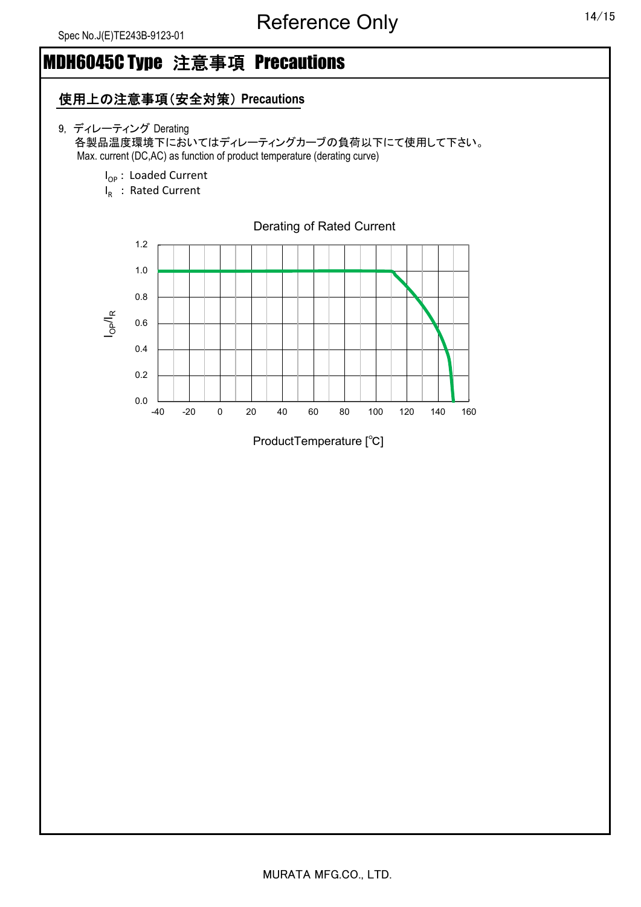# MDH6045C Type 注意事項 Precautions

## 使用上の注意事項（安全対策） Precautions

9, ディレーティング Derating

各製品品温度環境下においてはディレーティングカーブの負荷以下にて使用して下さい。
Max. current (DC,AC) as function of product temperature (derating curve)

$I_{OP}$ : Loaded Current
$I_R$ : Rated Current

Derating of Rated Current

$I_{OP}/I_R$

ProductTemperature [℃]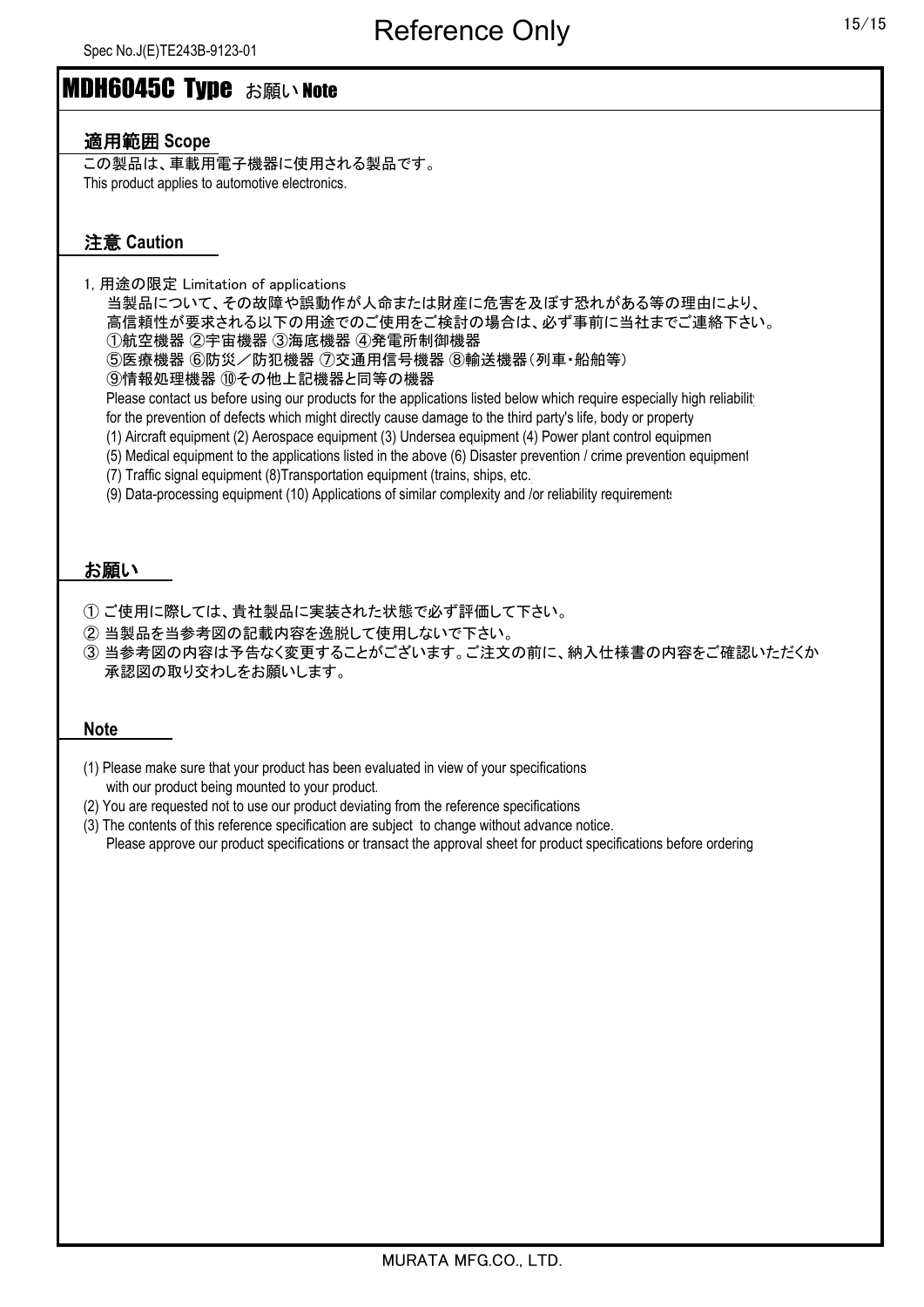# MDH6045C Type お願い Note

## 適用範囲 Scope

この製品は、車載用電子機器に使用される製品です。
This product applies to automotive electronics.

## 注意 Caution

1, 用途の限定 Limitation of applications

当製品について、その故障や誤動作が人命または財産に危害を及ぼす恐れがある等の理由により、
高信頼性が要求される以下の用途でのご使用をご検討の場合は、必ず事前に当社までご連絡下さい。
①航空機器 ②宇宙機器 ③海底機器 ④発電所制御機器
⑤医療機器 ⑥防災／防犯機器 ⑦交通用信号機器 ⑧輸送機器(列車･船舶等)
⑨情報処理機器 ⑩その他上記機器と同等の機器

Please contact us before using our products for the applications listed below which require especially high reliability for the prevention of defects which might directly cause damage to the third party's life, body or property
(1) Aircraft equipment (2) Aerospace equipment (3) Undersea equipment (4) Power plant control equipment
(5) Medical equipment to the applications listed in the above (6) Disaster prevention / crime prevention equipment
(7) Traffic signal equipment (8)Transportation equipment (trains, ships, etc.)
(9) Data-processing equipment (10) Applications of similar complexity and /or reliability requirements

## お願い

① ご使用に際しては、貴社製品に実装された状態で必ず評価して下さい。
② 当製品を当参考図の記載内容を逸脱して使用しないで下さい。
③ 当参考図の内容は予告なく変更することがございます。ご注文の前に、納入仕様書の内容をご確認いただくか承認図の取り交わしをお願いします。

## Note

(1) Please make sure that your product has been evaluated in view of your specifications with our product being mounted to your product.
(2) You are requested not to use our product deviating from the reference specifications
(3) The contents of this reference specification are subject to change without advance notice.
Please approve our product specifications or transact the approval sheet for product specifications before ordering

MURATA MFG.CO., LTD.